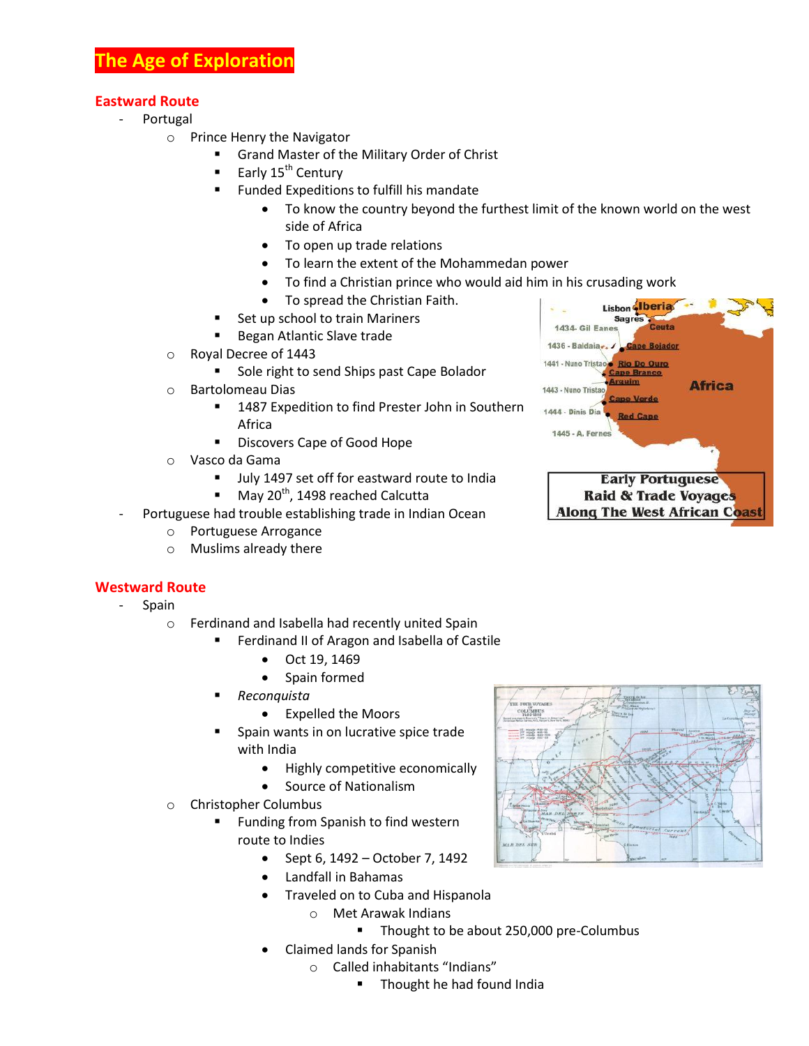# The Age of Exploration

## Eastward Route

- Portugal
  - Prince Henry the Navigator
    - Grand Master of the Military Order of Christ
    - Early 15th Century
    - Funded Expeditions to fulfill his mandate
      - To know the country beyond the furthest limit of the known world on the west side of Africa
      - To open up trade relations
      - To learn the extent of the Mohammedan power
      - To find a Christian prince who would aid him in his crusading work
      - To spread the Christian Faith.
    - Set up school to train Mariners
    - Began Atlantic Slave trade
  - Royal Decree of 1443
    - Sole right to send Ships past Cape Bolador
  - Bartolomeau Dias
    - 1487 Expedition to find Prester John in Southern Africa
    - Discovers Cape of Good Hope
  - Vasco da Gama
    - July 1497 set off for eastward route to India
    - May 20th, 1498 reached Calcutta
- Portuguese had trouble establishing trade in Indian Ocean
  - Portuguese Arrogance
  - Muslims already there

## Westward Route

- Spain
  - Ferdinand and Isabella had recently united Spain
    - Ferdinand II of Aragon and Isabella of Castile
      - Oct 19, 1469
      - Spain formed
    - *Reconquista*
      - Expelled the Moors
    - Spain wants in on lucrative spice trade with India
      - Highly competitive economically
      - Source of Nationalism
  - Christopher Columbus
    - Funding from Spanish to find western route to Indies
      - Sept 6, 1492 – October 7, 1492
      - Landfall in Bahamas
      - Traveled on to Cuba and Hispanola
        - Met Arawak Indians
          - Thought to be about 250,000 pre-Columbus
      - Claimed lands for Spanish
        - Called inhabitants "Indians"
          - Thought he had found India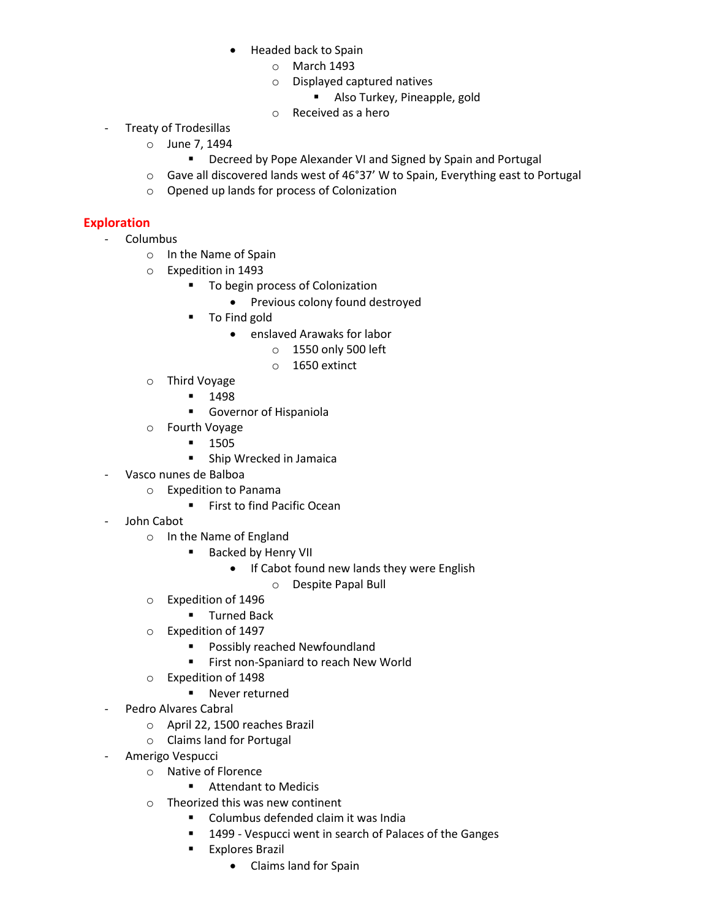- Headed back to Spain
  - March 1493
  - Displayed captured natives
    - Also Turkey, Pineapple, gold
  - Received as a hero

- Treaty of Trodesillas
  - June 7, 1494
    - Decreed by Pope Alexander VI and Signed by Spain and Portugal
  - Gave all discovered lands west of 46°37' W to Spain, Everything east to Portugal
  - Opened up lands for process of Colonization

## Exploration

- Columbus
  - In the Name of Spain
  - Expedition in 1493
    - To begin process of Colonization
      - Previous colony found destroyed
    - To Find gold
      - enslaved Arawaks for labor
        - 1550 only 500 left
        - 1650 extinct
  - Third Voyage
    - 1498
    - Governor of Hispaniola
  - Fourth Voyage
    - 1505
    - Ship Wrecked in Jamaica
- Vasco nunes de Balboa
  - Expedition to Panama
    - First to find Pacific Ocean
- John Cabot
  - In the Name of England
    - Backed by Henry VII
      - If Cabot found new lands they were English
        - Despite Papal Bull
  - Expedition of 1496
    - Turned Back
  - Expedition of 1497
    - Possibly reached Newfoundland
    - First non-Spaniard to reach New World
  - Expedition of 1498
    - Never returned
- Pedro Alvares Cabral
  - April 22, 1500 reaches Brazil
  - Claims land for Portugal
- Amerigo Vespucci
  - Native of Florence
    - Attendant to Medicis
  - Theorized this was new continent
    - Columbus defended claim it was India
    - 1499 - Vespucci went in search of Palaces of the Ganges
    - Explores Brazil
      - Claims land for Spain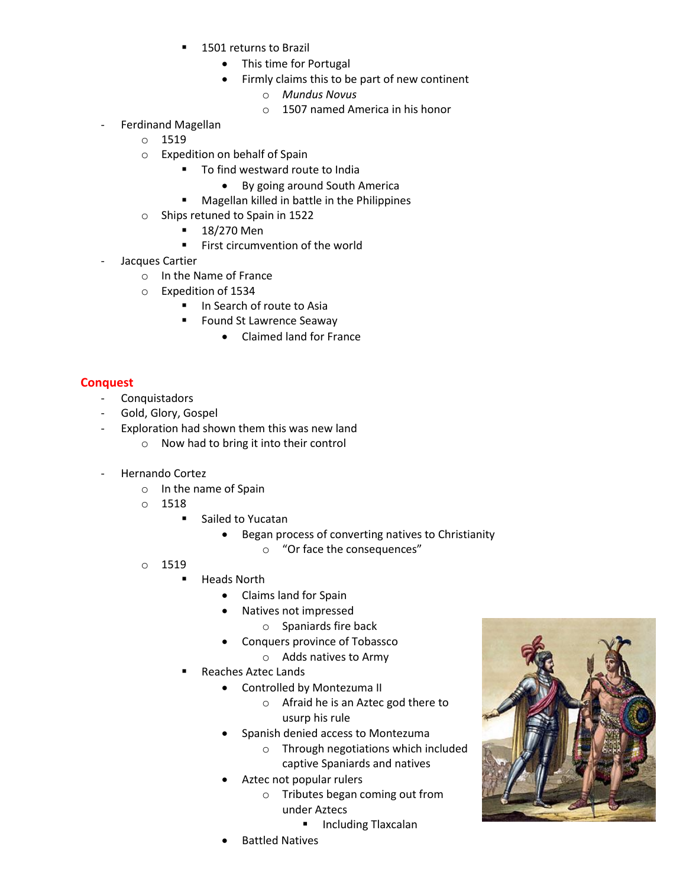- 1501 returns to Brazil
  - This time for Portugal
  - Firmly claims this to be part of new continent
    - *Mundus Novus*
    - 1507 named America in his honor

- Ferdinand Magellan
  - 1519
  - Expedition on behalf of Spain
    - To find westward route to India
      - By going around South America
    - Magellan killed in battle in the Philippines
  - Ships retuned to Spain in 1522
    - 18/270 Men
    - First circumvention of the world
- Jacques Cartier
  - In the Name of France
  - Expedition of 1534
    - In Search of route to Asia
    - Found St Lawrence Seaway
      - Claimed land for France

## Conquest

- Conquistadors
- Gold, Glory, Gospel
- Exploration had shown them this was new land
  - Now had to bring it into their control

- Hernando Cortez
  - In the name of Spain
  - 1518
    - Sailed to Yucatan
      - Began process of converting natives to Christianity
        - "Or face the consequences"
  - 1519
    - Heads North
      - Claims land for Spain
      - Natives not impressed
        - Spaniards fire back
      - Conquers province of Tobassco
        - Adds natives to Army
    - Reaches Aztec Lands
      - Controlled by Montezuma II
        - Afraid he is an Aztec god there to usurp his rule
      - Spanish denied access to Montezuma
        - Through negotiations which included captive Spaniards and natives
      - Aztec not popular rulers
        - Tributes began coming out from under Aztecs
          - Including Tlaxcalan
      - Battled Natives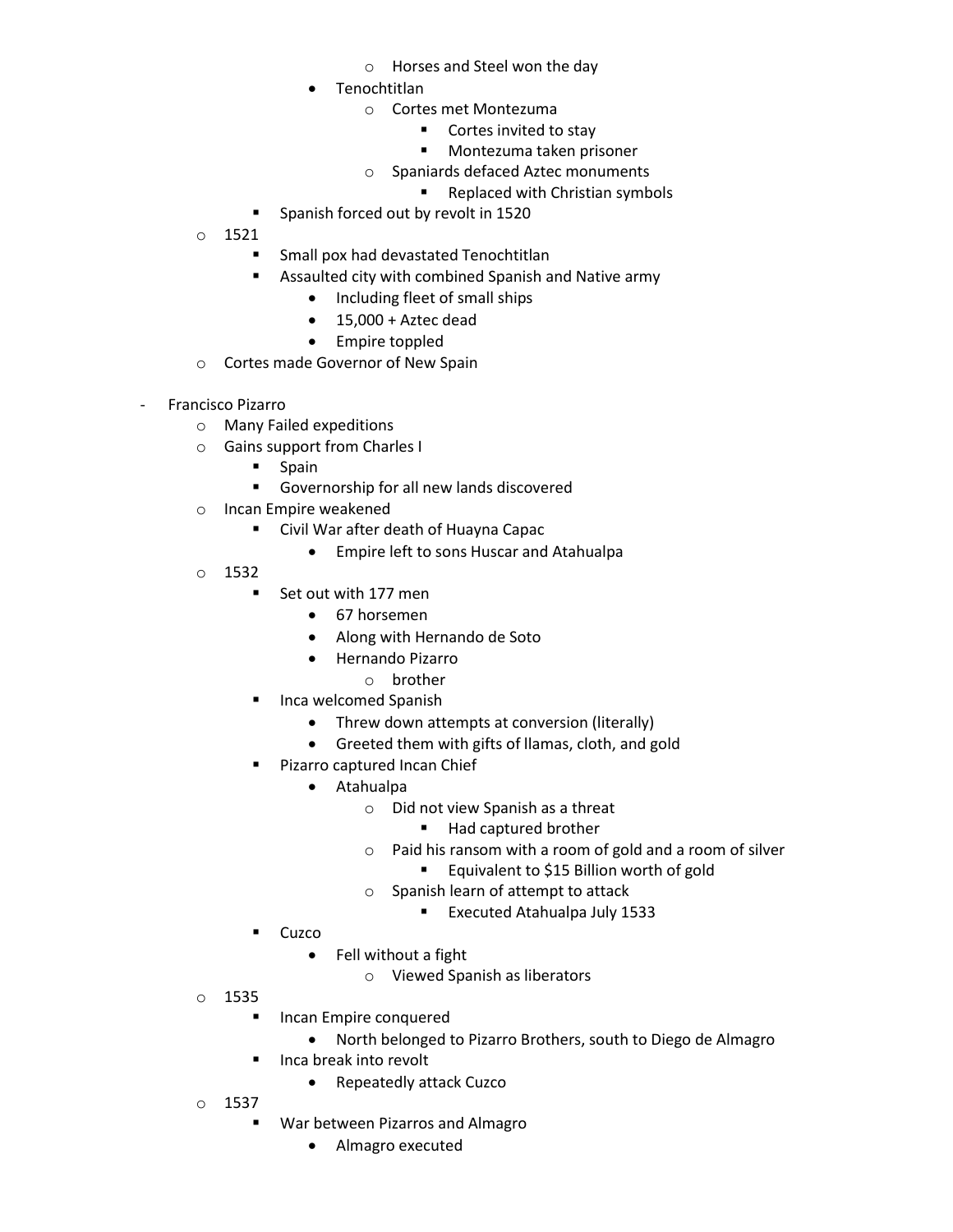- Horses and Steel won the day
      - Tenochtitlan
        - Cortes met Montezuma
          - Cortes invited to stay
          - Montezuma taken prisoner
        - Spaniards defaced Aztec monuments
          - Replaced with Christian symbols
    - Spanish forced out by revolt in 1520
  - 1521
    - Small pox had devastated Tenochtitlan
    - Assaulted city with combined Spanish and Native army
      - Including fleet of small ships
      - 15,000 + Aztec dead
      - Empire toppled
  - Cortes made Governor of New Spain

- Francisco Pizarro
  - Many Failed expeditions
  - Gains support from Charles I
    - Spain
    - Governorship for all new lands discovered
  - Incan Empire weakened
    - Civil War after death of Huayna Capac
      - Empire left to sons Huscar and Atahualpa
  - 1532
    - Set out with 177 men
      - 67 horsemen
      - Along with Hernando de Soto
      - Hernando Pizarro
        - brother
    - Inca welcomed Spanish
      - Threw down attempts at conversion (literally)
      - Greeted them with gifts of llamas, cloth, and gold
    - Pizarro captured Incan Chief
      - Atahualpa
        - Did not view Spanish as a threat
          - Had captured brother
        - Paid his ransom with a room of gold and a room of silver
          - Equivalent to $15 Billion worth of gold
        - Spanish learn of attempt to attack
          - Executed Atahualpa July 1533
    - Cuzco
      - Fell without a fight
        - Viewed Spanish as liberators
  - 1535
    - Incan Empire conquered
      - North belonged to Pizarro Brothers, south to Diego de Almagro
    - Inca break into revolt
      - Repeatedly attack Cuzco
  - 1537
    - War between Pizarros and Almagro
      - Almagro executed